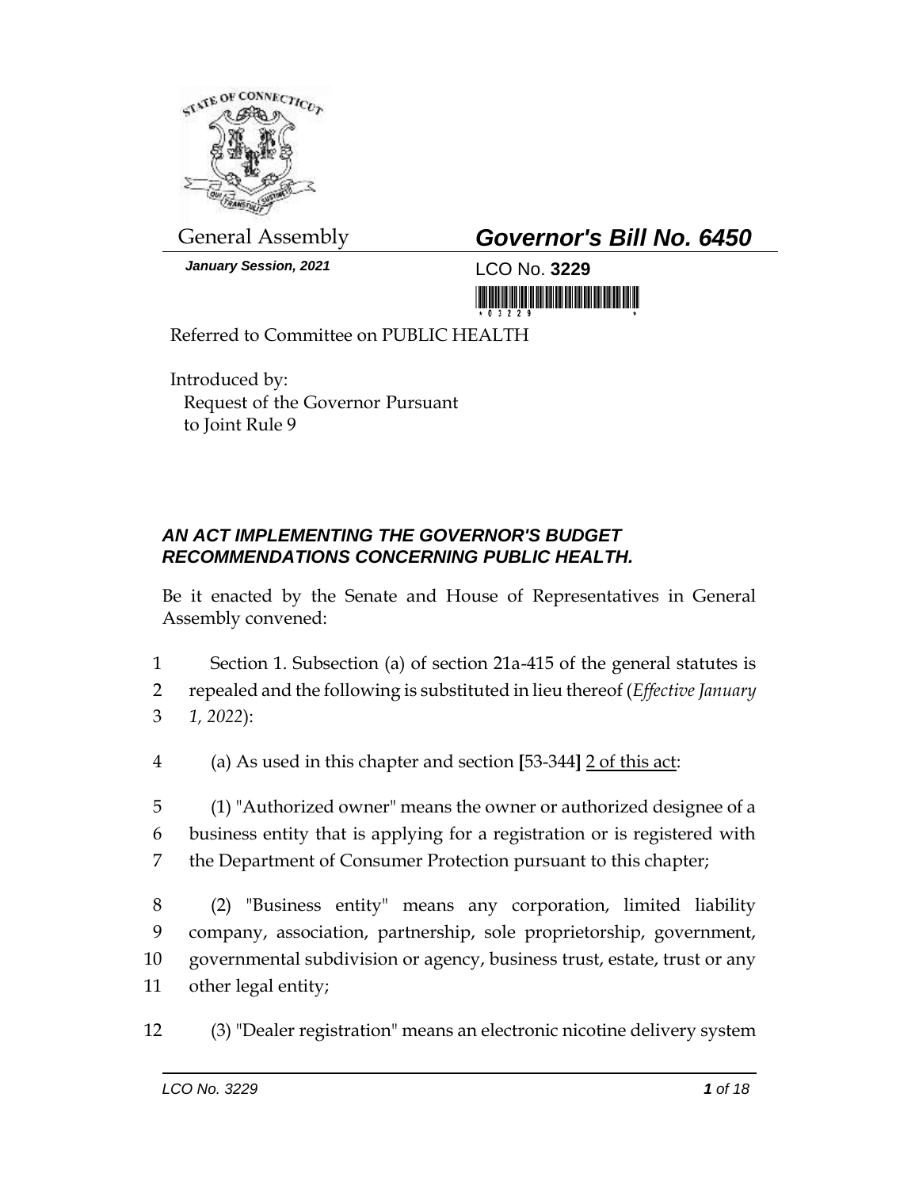General Assembly

***Governor's Bill No. 6450***

***January Session, 2021***

LCO No. **3229**

Referred to Committee on PUBLIC HEALTH

Introduced by:
Request of the Governor Pursuant to Joint Rule 9

## *AN ACT IMPLEMENTING THE GOVERNOR'S BUDGET RECOMMENDATIONS CONCERNING PUBLIC HEALTH.*

Be it enacted by the Senate and House of Representatives in General Assembly convened:

1 Section 1. Subsection (a) of section 21a-415 of the general statutes is
2 repealed and the following is substituted in lieu thereof (*Effective January*
3 *1, 2022*):

4 (a) As used in this chapter and section **[**53-344**]** <u>2 of this act</u>:

5 (1) "Authorized owner" means the owner or authorized designee of a
6 business entity that is applying for a registration or is registered with
7 the Department of Consumer Protection pursuant to this chapter;

8 (2) "Business entity" means any corporation, limited liability
9 company, association, partnership, sole proprietorship, government,
10 governmental subdivision or agency, business trust, estate, trust or any
11 other legal entity;

12 (3) "Dealer registration" means an electronic nicotine delivery system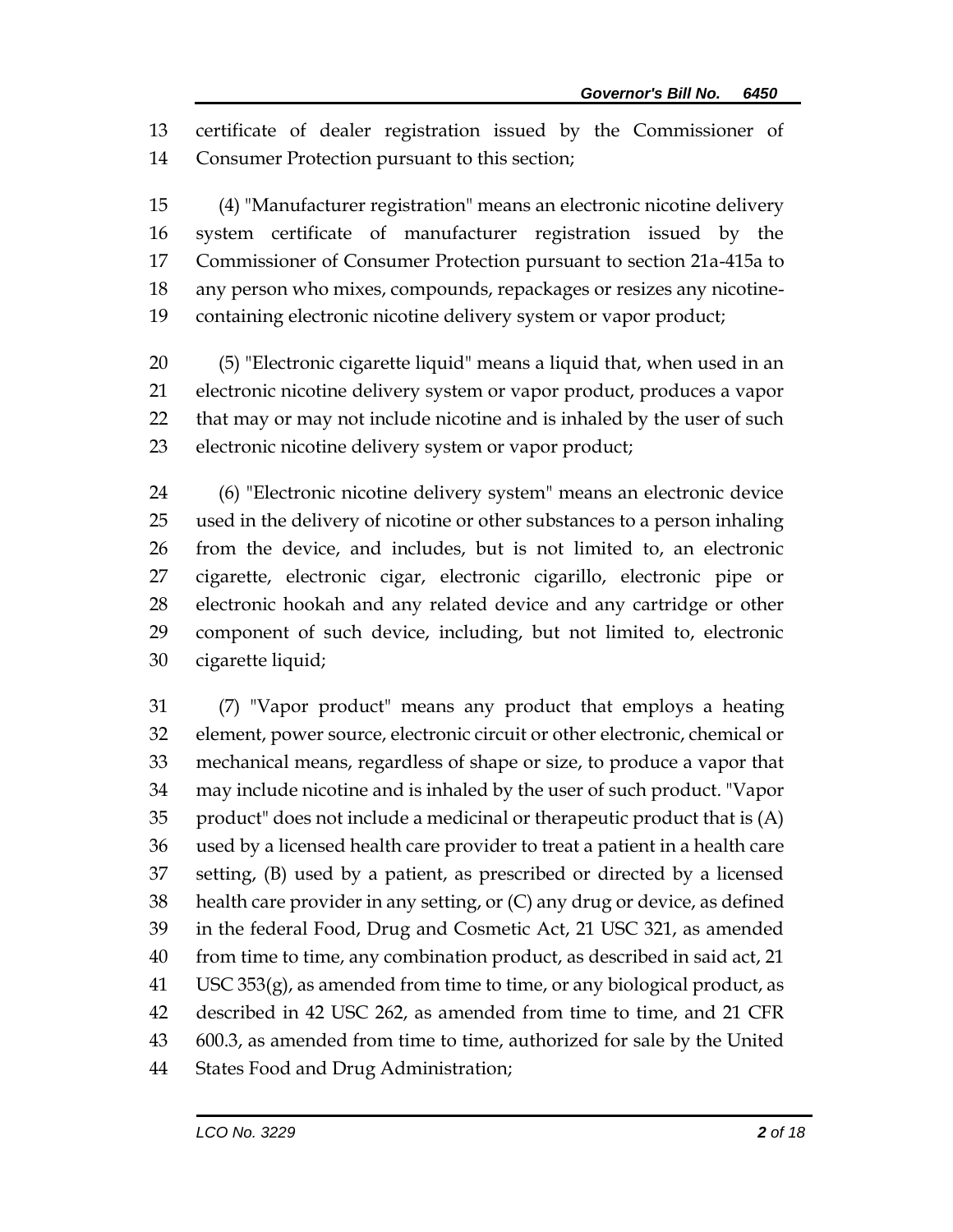certificate of dealer registration issued by the Commissioner of Consumer Protection pursuant to this section;

(4) "Manufacturer registration" means an electronic nicotine delivery system certificate of manufacturer registration issued by the Commissioner of Consumer Protection pursuant to section 21a-415a to any person who mixes, compounds, repackages or resizes any nicotine-containing electronic nicotine delivery system or vapor product;

(5) "Electronic cigarette liquid" means a liquid that, when used in an electronic nicotine delivery system or vapor product, produces a vapor that may or may not include nicotine and is inhaled by the user of such electronic nicotine delivery system or vapor product;

(6) "Electronic nicotine delivery system" means an electronic device used in the delivery of nicotine or other substances to a person inhaling from the device, and includes, but is not limited to, an electronic cigarette, electronic cigar, electronic cigarillo, electronic pipe or electronic hookah and any related device and any cartridge or other component of such device, including, but not limited to, electronic cigarette liquid;

(7) "Vapor product" means any product that employs a heating element, power source, electronic circuit or other electronic, chemical or mechanical means, regardless of shape or size, to produce a vapor that may include nicotine and is inhaled by the user of such product. "Vapor product" does not include a medicinal or therapeutic product that is (A) used by a licensed health care provider to treat a patient in a health care setting, (B) used by a patient, as prescribed or directed by a licensed health care provider in any setting, or (C) any drug or device, as defined in the federal Food, Drug and Cosmetic Act, 21 USC 321, as amended from time to time, any combination product, as described in said act, 21 USC 353(g), as amended from time to time, or any biological product, as described in 42 USC 262, as amended from time to time, and 21 CFR 600.3, as amended from time to time, authorized for sale by the United States Food and Drug Administration;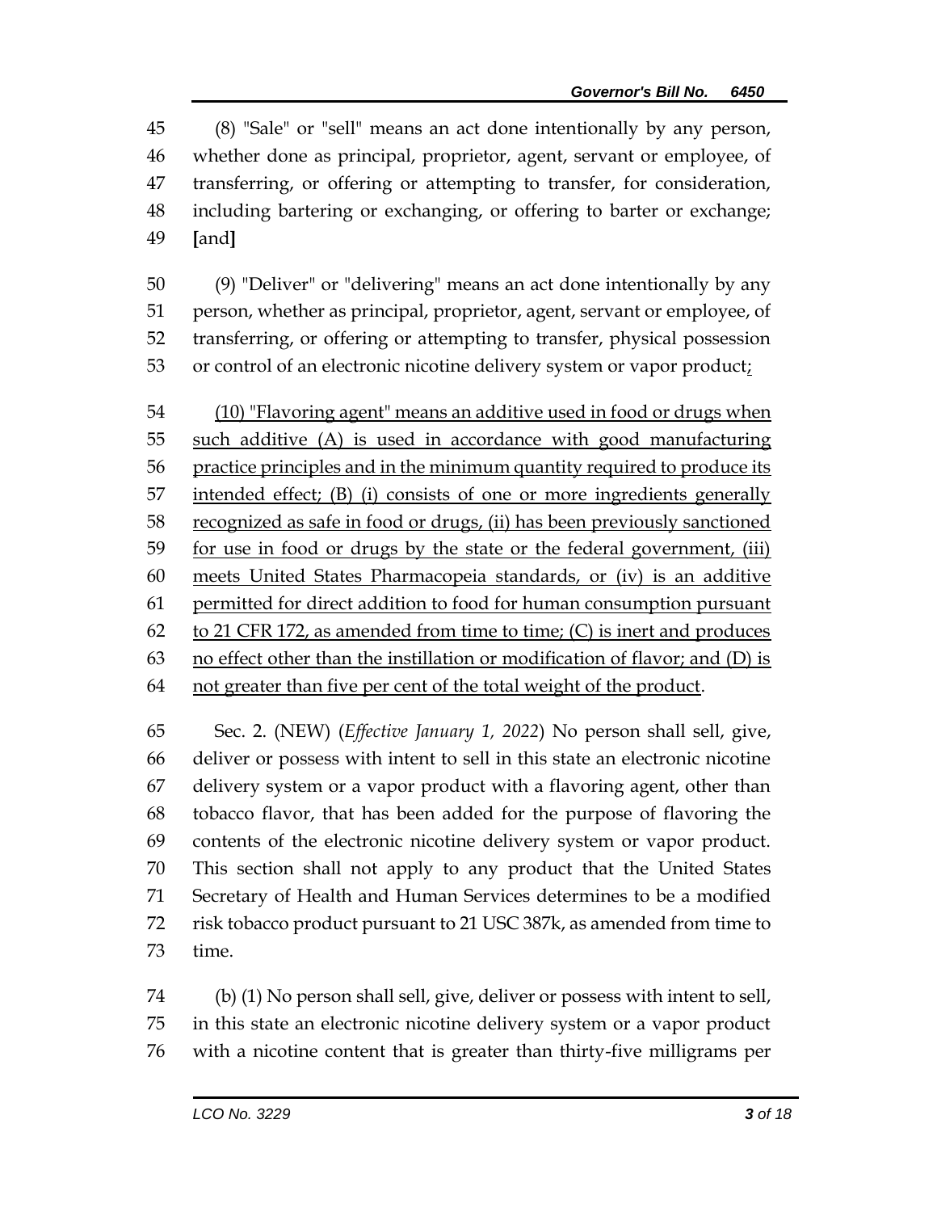(8) "Sale" or "sell" means an act done intentionally by any person, whether done as principal, proprietor, agent, servant or employee, of transferring, or offering or attempting to transfer, for consideration, including bartering or exchanging, or offering to barter or exchange; **[**and**]**

(9) "Deliver" or "delivering" means an act done intentionally by any person, whether as principal, proprietor, agent, servant or employee, of transferring, or offering or attempting to transfer, physical possession or control of an electronic nicotine delivery system or vapor product;

<u>(10) "Flavoring agent" means an additive used in food or drugs when such additive (A) is used in accordance with good manufacturing practice principles and in the minimum quantity required to produce its intended effect; (B) (i) consists of one or more ingredients generally recognized as safe in food or drugs, (ii) has been previously sanctioned for use in food or drugs by the state or the federal government, (iii) meets United States Pharmacopeia standards, or (iv) is an additive permitted for direct addition to food for human consumption pursuant to 21 CFR 172, as amended from time to time; (C) is inert and produces no effect other than the instillation or modification of flavor; and (D) is not greater than five per cent of the total weight of the product</u>.

Sec. 2. (NEW) (*Effective January 1, 2022*) No person shall sell, give, deliver or possess with intent to sell in this state an electronic nicotine delivery system or a vapor product with a flavoring agent, other than tobacco flavor, that has been added for the purpose of flavoring the contents of the electronic nicotine delivery system or vapor product. This section shall not apply to any product that the United States Secretary of Health and Human Services determines to be a modified risk tobacco product pursuant to 21 USC 387k, as amended from time to time.

(b) (1) No person shall sell, give, deliver or possess with intent to sell, in this state an electronic nicotine delivery system or a vapor product with a nicotine content that is greater than thirty-five milligrams per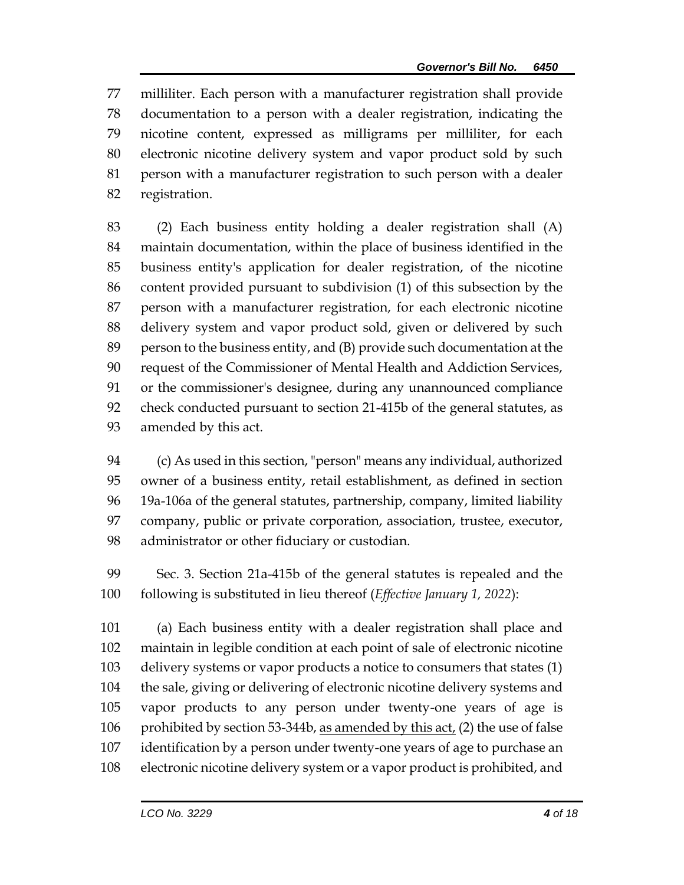milliliter. Each person with a manufacturer registration shall provide documentation to a person with a dealer registration, indicating the nicotine content, expressed as milligrams per milliliter, for each electronic nicotine delivery system and vapor product sold by such person with a manufacturer registration to such person with a dealer registration.

(2) Each business entity holding a dealer registration shall (A) maintain documentation, within the place of business identified in the business entity's application for dealer registration, of the nicotine content provided pursuant to subdivision (1) of this subsection by the person with a manufacturer registration, for each electronic nicotine delivery system and vapor product sold, given or delivered by such person to the business entity, and (B) provide such documentation at the request of the Commissioner of Mental Health and Addiction Services, or the commissioner's designee, during any unannounced compliance check conducted pursuant to section 21-415b of the general statutes, as amended by this act.

(c) As used in this section, "person" means any individual, authorized owner of a business entity, retail establishment, as defined in section 19a-106a of the general statutes, partnership, company, limited liability company, public or private corporation, association, trustee, executor, administrator or other fiduciary or custodian.

Sec. 3. Section 21a-415b of the general statutes is repealed and the following is substituted in lieu thereof (*Effective January 1, 2022*):

(a) Each business entity with a dealer registration shall place and maintain in legible condition at each point of sale of electronic nicotine delivery systems or vapor products a notice to consumers that states (1) the sale, giving or delivering of electronic nicotine delivery systems and vapor products to any person under twenty-one years of age is prohibited by section 53-344b, as amended by this act, (2) the use of false identification by a person under twenty-one years of age to purchase an electronic nicotine delivery system or a vapor product is prohibited, and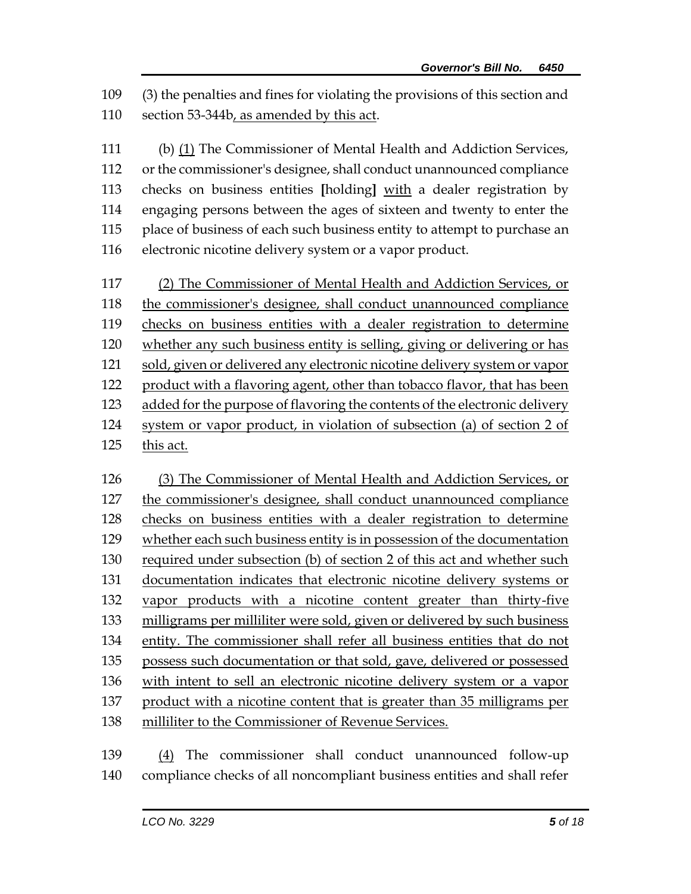109 (3) the penalties and fines for violating the provisions of this section and
110 section 53-344b<u>, as amended by this act</u>.

111 (b) <u>(1)</u> The Commissioner of Mental Health and Addiction Services,
112 or the commissioner's designee, shall conduct unannounced compliance
113 checks on business entities **[**holding**]** <u>with</u> a dealer registration by
114 engaging persons between the ages of sixteen and twenty to enter the
115 place of business of each such business entity to attempt to purchase an
116 electronic nicotine delivery system or a vapor product.

117 <u>(2) The Commissioner of Mental Health and Addiction Services, or</u>
118 <u>the commissioner's designee, shall conduct unannounced compliance</u>
119 <u>checks on business entities with a dealer registration to determine</u>
120 <u>whether any such business entity is selling, giving or delivering or has</u>
121 <u>sold, given or delivered any electronic nicotine delivery system or vapor</u>
122 <u>product with a flavoring agent, other than tobacco flavor, that has been</u>
123 <u>added for the purpose of flavoring the contents of the electronic delivery</u>
124 <u>system or vapor product, in violation of subsection (a) of section 2 of</u>
125 <u>this act.</u>

126 <u>(3) The Commissioner of Mental Health and Addiction Services, or</u>
127 <u>the commissioner's designee, shall conduct unannounced compliance</u>
128 <u>checks on business entities with a dealer registration to determine</u>
129 <u>whether each such business entity is in possession of the documentation</u>
130 <u>required under subsection (b) of section 2 of this act and whether such</u>
131 <u>documentation indicates that electronic nicotine delivery systems or</u>
132 <u>vapor products with a nicotine content greater than thirty-five</u>
133 <u>milligrams per milliliter were sold, given or delivered by such business</u>
134 <u>entity. The commissioner shall refer all business entities that do not</u>
135 <u>possess such documentation or that sold, gave, delivered or possessed</u>
136 <u>with intent to sell an electronic nicotine delivery system or a vapor</u>
137 <u>product with a nicotine content that is greater than 35 milligrams per</u>
138 <u>milliliter to the Commissioner of Revenue Services.</u>

139 <u>(4)</u> The commissioner shall conduct unannounced follow-up
140 compliance checks of all noncompliant business entities and shall refer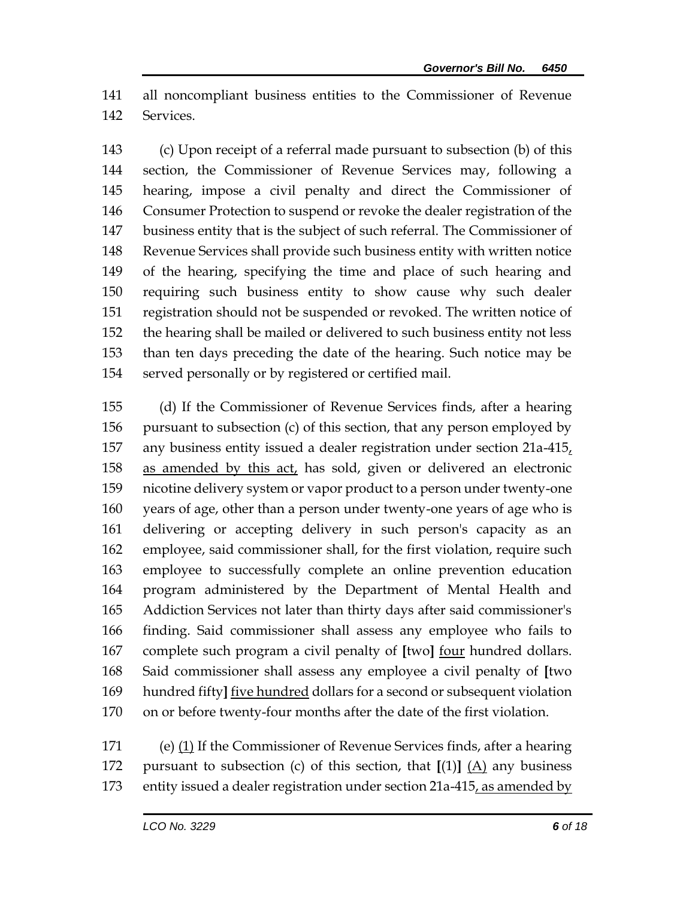141 all noncompliant business entities to the Commissioner of Revenue
142 Services.

143 (c) Upon receipt of a referral made pursuant to subsection (b) of this
144 section, the Commissioner of Revenue Services may, following a
145 hearing, impose a civil penalty and direct the Commissioner of
146 Consumer Protection to suspend or revoke the dealer registration of the
147 business entity that is the subject of such referral. The Commissioner of
148 Revenue Services shall provide such business entity with written notice
149 of the hearing, specifying the time and place of such hearing and
150 requiring such business entity to show cause why such dealer
151 registration should not be suspended or revoked. The written notice of
152 the hearing shall be mailed or delivered to such business entity not less
153 than ten days preceding the date of the hearing. Such notice may be
154 served personally or by registered or certified mail.

155 (d) If the Commissioner of Revenue Services finds, after a hearing
156 pursuant to subsection (c) of this section, that any person employed by
157 any business entity issued a dealer registration under section 21a-415,
158 as amended by this act, has sold, given or delivered an electronic
159 nicotine delivery system or vapor product to a person under twenty-one
160 years of age, other than a person under twenty-one years of age who is
161 delivering or accepting delivery in such person's capacity as an
162 employee, said commissioner shall, for the first violation, require such
163 employee to successfully complete an online prevention education
164 program administered by the Department of Mental Health and
165 Addiction Services not later than thirty days after said commissioner's
166 finding. Said commissioner shall assess any employee who fails to
167 complete such program a civil penalty of **[**two**]** four hundred dollars.
168 Said commissioner shall assess any employee a civil penalty of **[**two
169 hundred fifty**]** five hundred dollars for a second or subsequent violation
170 on or before twenty-four months after the date of the first violation.

171 (e) (1) If the Commissioner of Revenue Services finds, after a hearing
172 pursuant to subsection (c) of this section, that **[**(1)**]** (A) any business
173 entity issued a dealer registration under section 21a-415, as amended by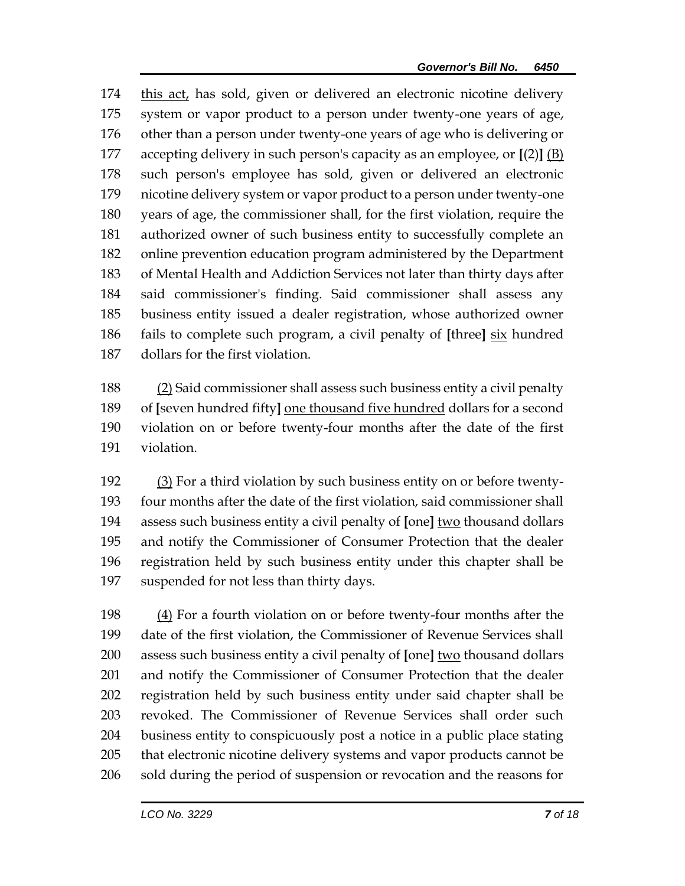this act, has sold, given or delivered an electronic nicotine delivery system or vapor product to a person under twenty-one years of age, other than a person under twenty-one years of age who is delivering or accepting delivery in such person's capacity as an employee, or **[**(2)**]** <u>(B)</u> such person's employee has sold, given or delivered an electronic nicotine delivery system or vapor product to a person under twenty-one years of age, the commissioner shall, for the first violation, require the authorized owner of such business entity to successfully complete an online prevention education program administered by the Department of Mental Health and Addiction Services not later than thirty days after said commissioner's finding. Said commissioner shall assess any business entity issued a dealer registration, whose authorized owner fails to complete such program, a civil penalty of **[**three**]** <u>six</u> hundred dollars for the first violation.

<u>(2)</u> Said commissioner shall assess such business entity a civil penalty of **[**seven hundred fifty**]** <u>one thousand five hundred</u> dollars for a second violation on or before twenty-four months after the date of the first violation.

<u>(3)</u> For a third violation by such business entity on or before twenty-four months after the date of the first violation, said commissioner shall assess such business entity a civil penalty of **[**one**]** <u>two</u> thousand dollars and notify the Commissioner of Consumer Protection that the dealer registration held by such business entity under this chapter shall be suspended for not less than thirty days.

<u>(4)</u> For a fourth violation on or before twenty-four months after the date of the first violation, the Commissioner of Revenue Services shall assess such business entity a civil penalty of **[**one**]** <u>two</u> thousand dollars and notify the Commissioner of Consumer Protection that the dealer registration held by such business entity under said chapter shall be revoked. The Commissioner of Revenue Services shall order such business entity to conspicuously post a notice in a public place stating that electronic nicotine delivery systems and vapor products cannot be sold during the period of suspension or revocation and the reasons for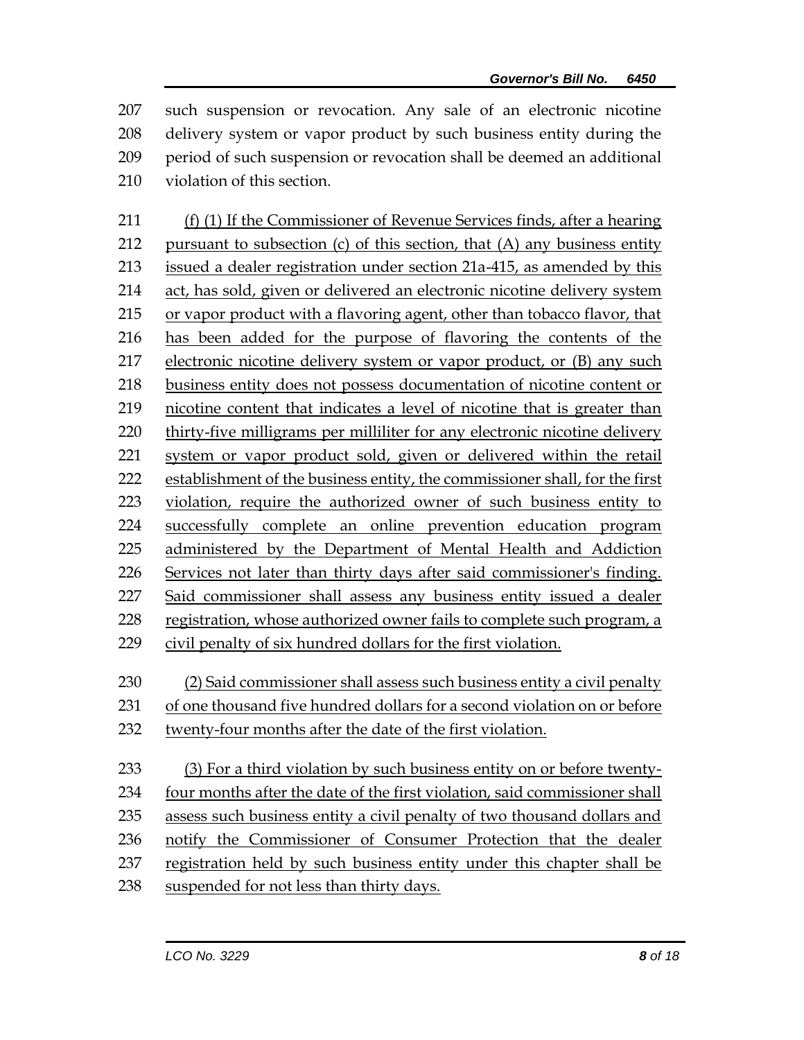such suspension or revocation. Any sale of an electronic nicotine delivery system or vapor product by such business entity during the period of such suspension or revocation shall be deemed an additional violation of this section.

(f) (1) If the Commissioner of Revenue Services finds, after a hearing pursuant to subsection (c) of this section, that (A) any business entity issued a dealer registration under section 21a-415, as amended by this act, has sold, given or delivered an electronic nicotine delivery system or vapor product with a flavoring agent, other than tobacco flavor, that has been added for the purpose of flavoring the contents of the electronic nicotine delivery system or vapor product, or (B) any such business entity does not possess documentation of nicotine content or nicotine content that indicates a level of nicotine that is greater than thirty-five milligrams per milliliter for any electronic nicotine delivery system or vapor product sold, given or delivered within the retail establishment of the business entity, the commissioner shall, for the first violation, require the authorized owner of such business entity to successfully complete an online prevention education program administered by the Department of Mental Health and Addiction Services not later than thirty days after said commissioner's finding. Said commissioner shall assess any business entity issued a dealer registration, whose authorized owner fails to complete such program, a civil penalty of six hundred dollars for the first violation.

(2) Said commissioner shall assess such business entity a civil penalty of one thousand five hundred dollars for a second violation on or before twenty-four months after the date of the first violation.

(3) For a third violation by such business entity on or before twenty-four months after the date of the first violation, said commissioner shall assess such business entity a civil penalty of two thousand dollars and notify the Commissioner of Consumer Protection that the dealer registration held by such business entity under this chapter shall be suspended for not less than thirty days.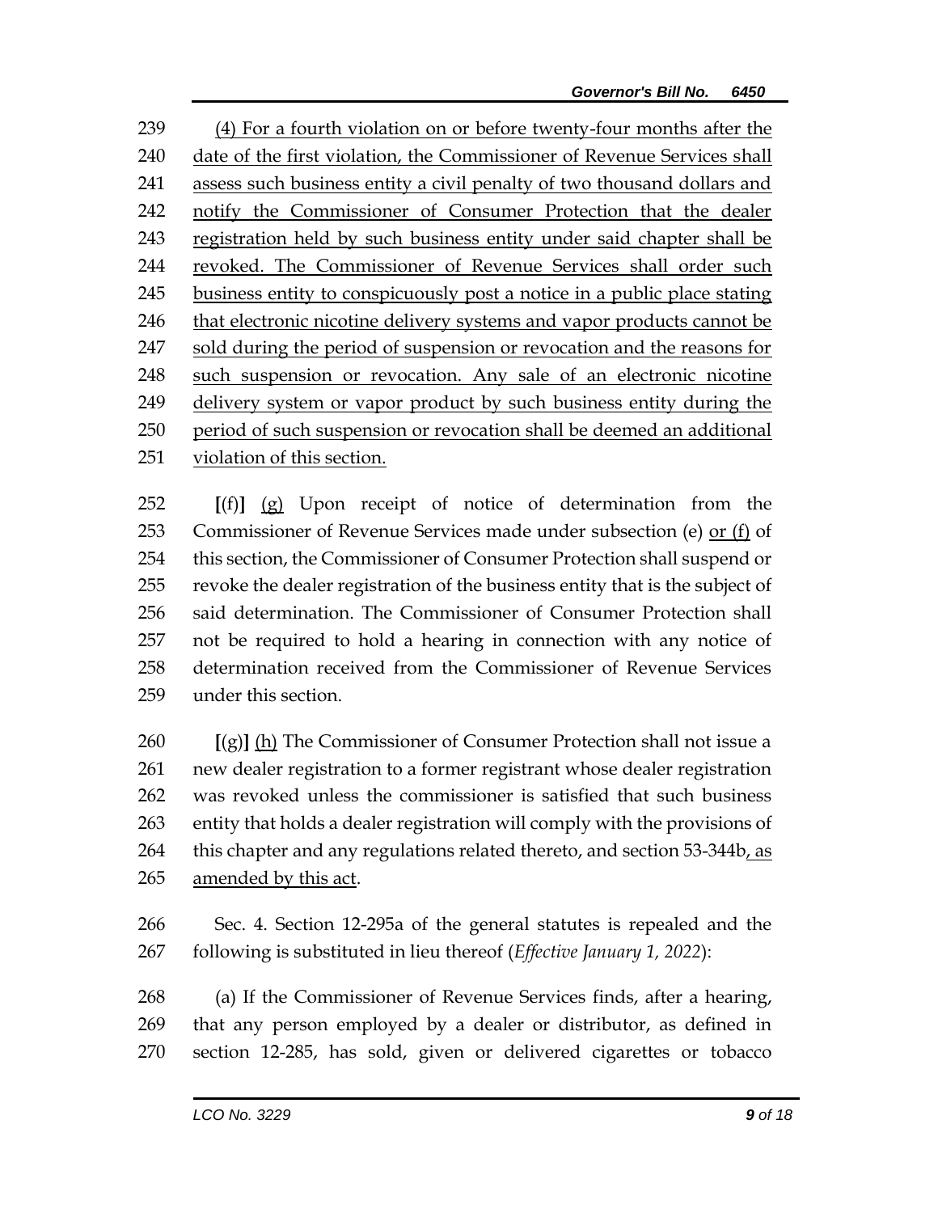(4) For a fourth violation on or before twenty-four months after the date of the first violation, the Commissioner of Revenue Services shall assess such business entity a civil penalty of two thousand dollars and notify the Commissioner of Consumer Protection that the dealer registration held by such business entity under said chapter shall be revoked. The Commissioner of Revenue Services shall order such business entity to conspicuously post a notice in a public place stating that electronic nicotine delivery systems and vapor products cannot be sold during the period of suspension or revocation and the reasons for such suspension or revocation. Any sale of an electronic nicotine delivery system or vapor product by such business entity during the period of such suspension or revocation shall be deemed an additional violation of this section.

[(f)] (g) Upon receipt of notice of determination from the Commissioner of Revenue Services made under subsection (e) or (f) of this section, the Commissioner of Consumer Protection shall suspend or revoke the dealer registration of the business entity that is the subject of said determination. The Commissioner of Consumer Protection shall not be required to hold a hearing in connection with any notice of determination received from the Commissioner of Revenue Services under this section.

[(g)] (h) The Commissioner of Consumer Protection shall not issue a new dealer registration to a former registrant whose dealer registration was revoked unless the commissioner is satisfied that such business entity that holds a dealer registration will comply with the provisions of this chapter and any regulations related thereto, and section 53-344b, as amended by this act.

Sec. 4. Section 12-295a of the general statutes is repealed and the following is substituted in lieu thereof (*Effective January 1, 2022*):

(a) If the Commissioner of Revenue Services finds, after a hearing, that any person employed by a dealer or distributor, as defined in section 12-285, has sold, given or delivered cigarettes or tobacco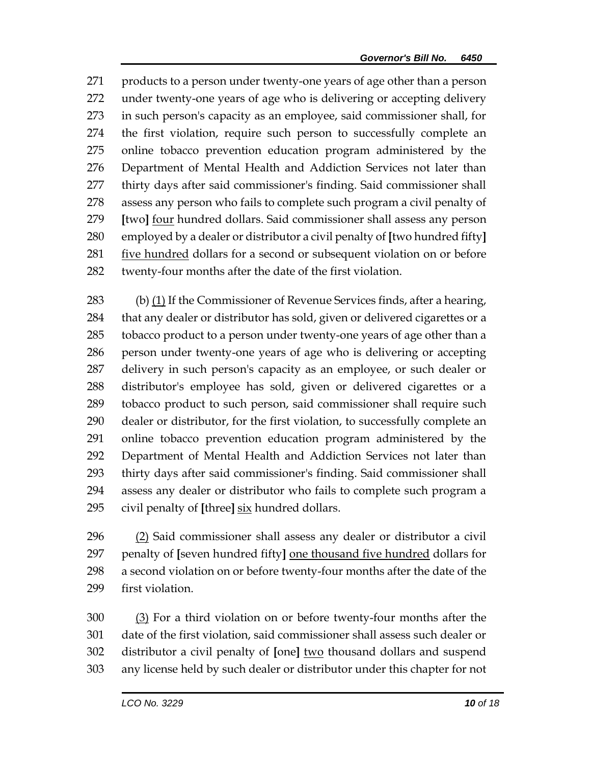271 products to a person under twenty-one years of age other than a person
272 under twenty-one years of age who is delivering or accepting delivery
273 in such person's capacity as an employee, said commissioner shall, for
274 the first violation, require such person to successfully complete an
275 online tobacco prevention education program administered by the
276 Department of Mental Health and Addiction Services not later than
277 thirty days after said commissioner's finding. Said commissioner shall
278 assess any person who fails to complete such program a civil penalty of
279 **[**two**]** <u>four</u> hundred dollars. Said commissioner shall assess any person
280 employed by a dealer or distributor a civil penalty of **[**two hundred fifty**]**
281 <u>five hundred</u> dollars for a second or subsequent violation on or before
282 twenty-four months after the date of the first violation.

283 (b) <u>(1)</u> If the Commissioner of Revenue Services finds, after a hearing,
284 that any dealer or distributor has sold, given or delivered cigarettes or a
285 tobacco product to a person under twenty-one years of age other than a
286 person under twenty-one years of age who is delivering or accepting
287 delivery in such person's capacity as an employee, or such dealer or
288 distributor's employee has sold, given or delivered cigarettes or a
289 tobacco product to such person, said commissioner shall require such
290 dealer or distributor, for the first violation, to successfully complete an
291 online tobacco prevention education program administered by the
292 Department of Mental Health and Addiction Services not later than
293 thirty days after said commissioner's finding. Said commissioner shall
294 assess any dealer or distributor who fails to complete such program a
295 civil penalty of **[**three**]** <u>six</u> hundred dollars.

296 <u>(2)</u> Said commissioner shall assess any dealer or distributor a civil
297 penalty of **[**seven hundred fifty**]** <u>one thousand five hundred</u> dollars for
298 a second violation on or before twenty-four months after the date of the
299 first violation.

300 <u>(3)</u> For a third violation on or before twenty-four months after the
301 date of the first violation, said commissioner shall assess such dealer or
302 distributor a civil penalty of **[**one**]** <u>two</u> thousand dollars and suspend
303 any license held by such dealer or distributor under this chapter for not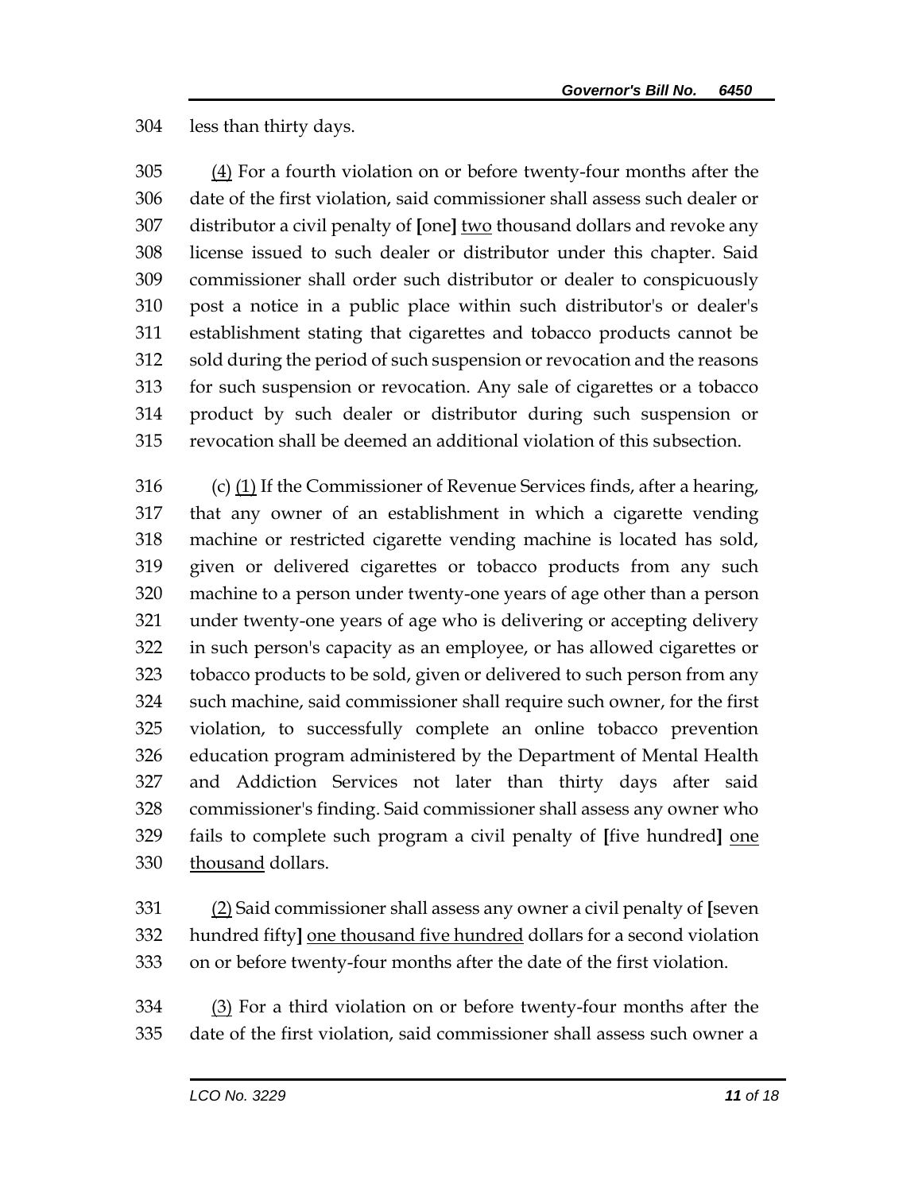less than thirty days.

(4) For a fourth violation on or before twenty-four months after the date of the first violation, said commissioner shall assess such dealer or distributor a civil penalty of [one] two thousand dollars and revoke any license issued to such dealer or distributor under this chapter. Said commissioner shall order such distributor or dealer to conspicuously post a notice in a public place within such distributor's or dealer's establishment stating that cigarettes and tobacco products cannot be sold during the period of such suspension or revocation and the reasons for such suspension or revocation. Any sale of cigarettes or a tobacco product by such dealer or distributor during such suspension or revocation shall be deemed an additional violation of this subsection.

(c) (1) If the Commissioner of Revenue Services finds, after a hearing, that any owner of an establishment in which a cigarette vending machine or restricted cigarette vending machine is located has sold, given or delivered cigarettes or tobacco products from any such machine to a person under twenty-one years of age other than a person under twenty-one years of age who is delivering or accepting delivery in such person's capacity as an employee, or has allowed cigarettes or tobacco products to be sold, given or delivered to such person from any such machine, said commissioner shall require such owner, for the first violation, to successfully complete an online tobacco prevention education program administered by the Department of Mental Health and Addiction Services not later than thirty days after said commissioner's finding. Said commissioner shall assess any owner who fails to complete such program a civil penalty of [five hundred] one thousand dollars.

(2) Said commissioner shall assess any owner a civil penalty of [seven hundred fifty] one thousand five hundred dollars for a second violation on or before twenty-four months after the date of the first violation.

(3) For a third violation on or before twenty-four months after the date of the first violation, said commissioner shall assess such owner a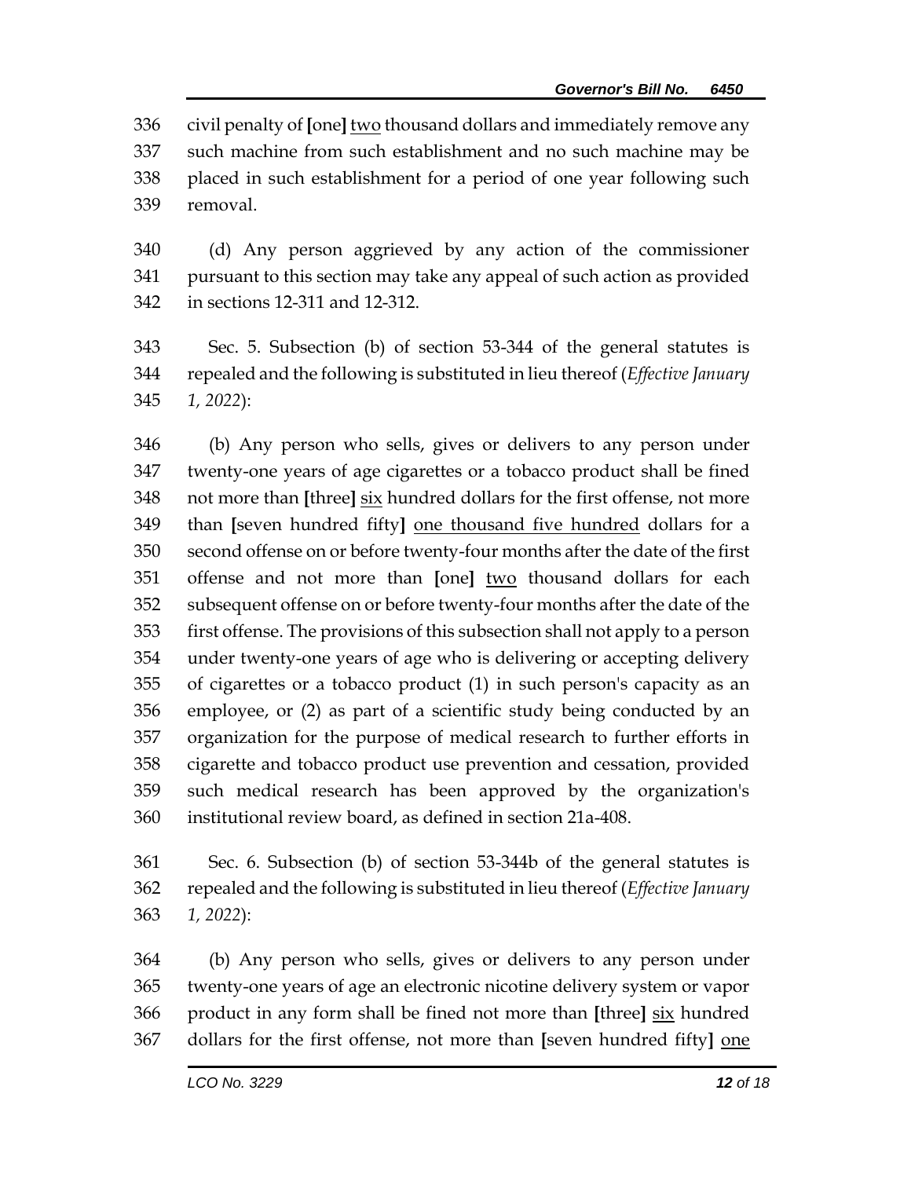civil penalty of [one] <u>two</u> thousand dollars and immediately remove any such machine from such establishment and no such machine may be placed in such establishment for a period of one year following such removal.

(d) Any person aggrieved by any action of the commissioner pursuant to this section may take any appeal of such action as provided in sections 12-311 and 12-312.

Sec. 5. Subsection (b) of section 53-344 of the general statutes is repealed and the following is substituted in lieu thereof (*Effective January 1, 2022*):

(b) Any person who sells, gives or delivers to any person under twenty-one years of age cigarettes or a tobacco product shall be fined not more than [three] <u>six</u> hundred dollars for the first offense, not more than [seven hundred fifty] <u>one thousand five hundred</u> dollars for a second offense on or before twenty-four months after the date of the first offense and not more than [one] <u>two</u> thousand dollars for each subsequent offense on or before twenty-four months after the date of the first offense. The provisions of this subsection shall not apply to a person under twenty-one years of age who is delivering or accepting delivery of cigarettes or a tobacco product (1) in such person's capacity as an employee, or (2) as part of a scientific study being conducted by an organization for the purpose of medical research to further efforts in cigarette and tobacco product use prevention and cessation, provided such medical research has been approved by the organization's institutional review board, as defined in section 21a-408.

Sec. 6. Subsection (b) of section 53-344b of the general statutes is repealed and the following is substituted in lieu thereof (*Effective January 1, 2022*):

(b) Any person who sells, gives or delivers to any person under twenty-one years of age an electronic nicotine delivery system or vapor product in any form shall be fined not more than [three] <u>six</u> hundred dollars for the first offense, not more than [seven hundred fifty] <u>one</u>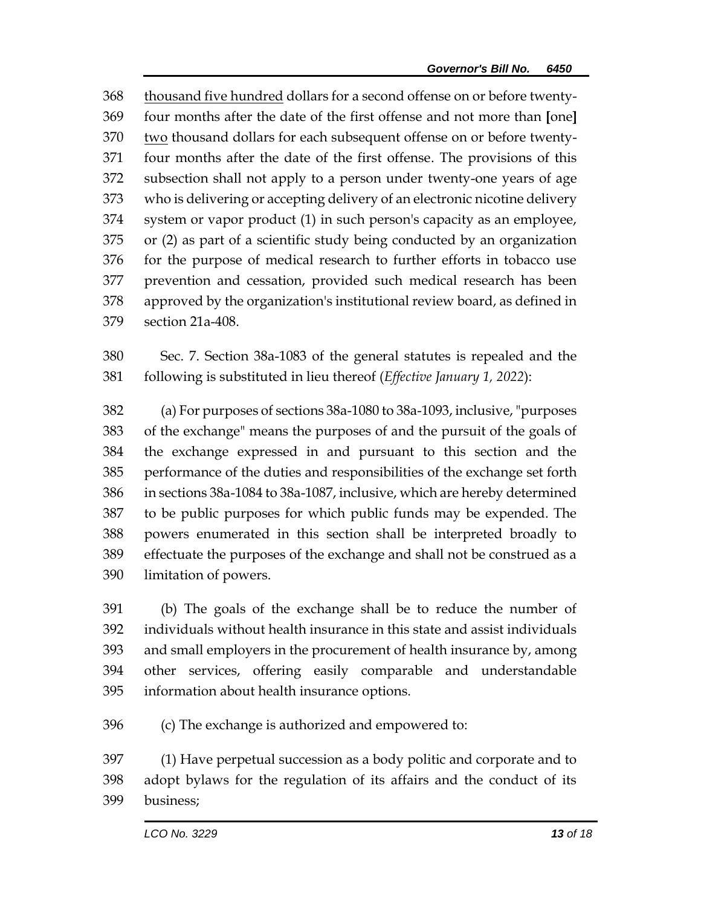thousand five hundred dollars for a second offense on or before twenty-four months after the date of the first offense and not more than [one] two thousand dollars for each subsequent offense on or before twenty-four months after the date of the first offense. The provisions of this subsection shall not apply to a person under twenty-one years of age who is delivering or accepting delivery of an electronic nicotine delivery system or vapor product (1) in such person's capacity as an employee, or (2) as part of a scientific study being conducted by an organization for the purpose of medical research to further efforts in tobacco use prevention and cessation, provided such medical research has been approved by the organization's institutional review board, as defined in section 21a-408.

Sec. 7. Section 38a-1083 of the general statutes is repealed and the following is substituted in lieu thereof (*Effective January 1, 2022*):

(a) For purposes of sections 38a-1080 to 38a-1093, inclusive, "purposes of the exchange" means the purposes of and the pursuit of the goals of the exchange expressed in and pursuant to this section and the performance of the duties and responsibilities of the exchange set forth in sections 38a-1084 to 38a-1087, inclusive, which are hereby determined to be public purposes for which public funds may be expended. The powers enumerated in this section shall be interpreted broadly to effectuate the purposes of the exchange and shall not be construed as a limitation of powers.

(b) The goals of the exchange shall be to reduce the number of individuals without health insurance in this state and assist individuals and small employers in the procurement of health insurance by, among other services, offering easily comparable and understandable information about health insurance options.

(c) The exchange is authorized and empowered to:

(1) Have perpetual succession as a body politic and corporate and to adopt bylaws for the regulation of its affairs and the conduct of its business;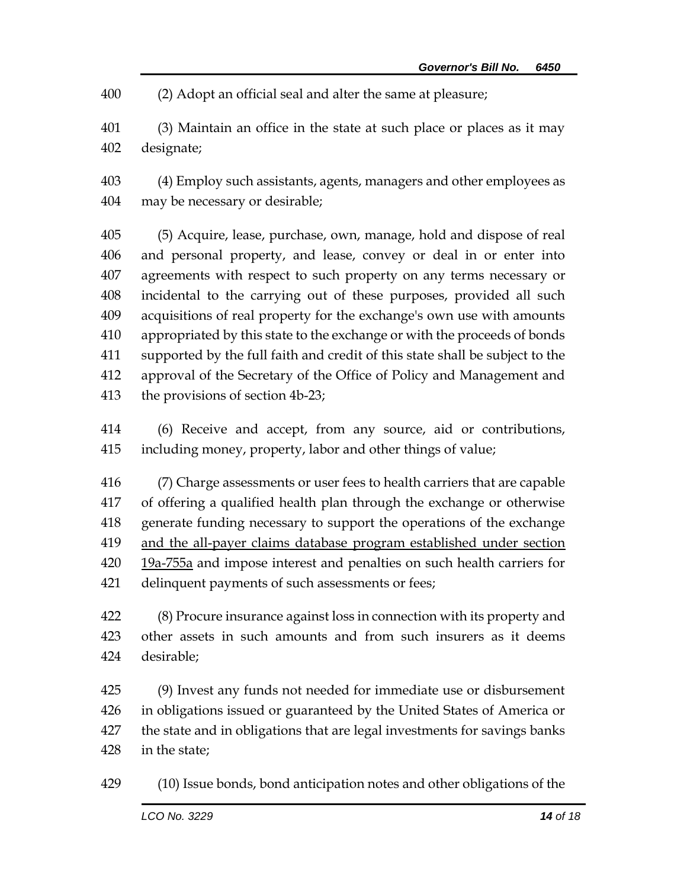(2) Adopt an official seal and alter the same at pleasure;

(3) Maintain an office in the state at such place or places as it may designate;

(4) Employ such assistants, agents, managers and other employees as may be necessary or desirable;

(5) Acquire, lease, purchase, own, manage, hold and dispose of real and personal property, and lease, convey or deal in or enter into agreements with respect to such property on any terms necessary or incidental to the carrying out of these purposes, provided all such acquisitions of real property for the exchange's own use with amounts appropriated by this state to the exchange or with the proceeds of bonds supported by the full faith and credit of this state shall be subject to the approval of the Secretary of the Office of Policy and Management and the provisions of section 4b-23;

(6) Receive and accept, from any source, aid or contributions, including money, property, labor and other things of value;

(7) Charge assessments or user fees to health carriers that are capable of offering a qualified health plan through the exchange or otherwise generate funding necessary to support the operations of the exchange <u>and the all-payer claims database program established under section 19a-755a</u> and impose interest and penalties on such health carriers for delinquent payments of such assessments or fees;

(8) Procure insurance against loss in connection with its property and other assets in such amounts and from such insurers as it deems desirable;

(9) Invest any funds not needed for immediate use or disbursement in obligations issued or guaranteed by the United States of America or the state and in obligations that are legal investments for savings banks in the state;

(10) Issue bonds, bond anticipation notes and other obligations of the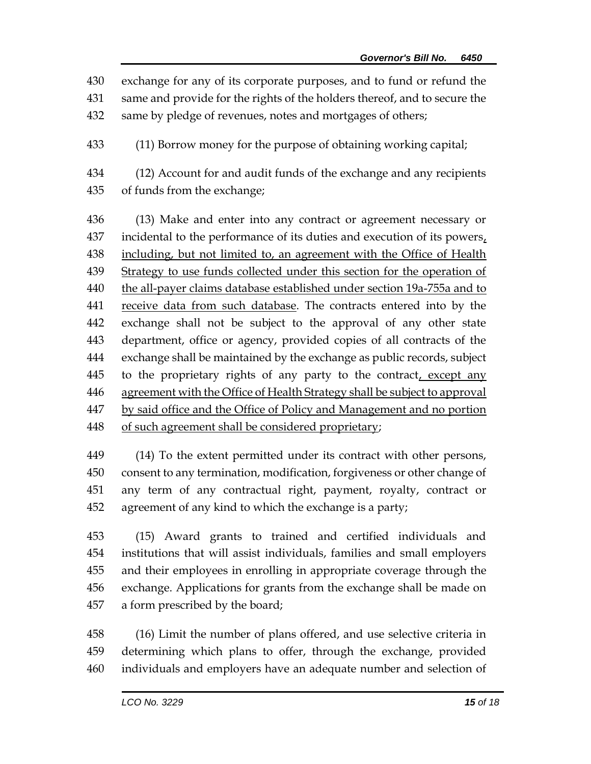exchange for any of its corporate purposes, and to fund or refund the same and provide for the rights of the holders thereof, and to secure the same by pledge of revenues, notes and mortgages of others;

(11) Borrow money for the purpose of obtaining working capital;

(12) Account for and audit funds of the exchange and any recipients of funds from the exchange;

(13) Make and enter into any contract or agreement necessary or incidental to the performance of its duties and execution of its powers, including, but not limited to, an agreement with the Office of Health Strategy to use funds collected under this section for the operation of the all-payer claims database established under section 19a-755a and to receive data from such database. The contracts entered into by the exchange shall not be subject to the approval of any other state department, office or agency, provided copies of all contracts of the exchange shall be maintained by the exchange as public records, subject to the proprietary rights of any party to the contract, except any agreement with the Office of Health Strategy shall be subject to approval by said office and the Office of Policy and Management and no portion of such agreement shall be considered proprietary;

(14) To the extent permitted under its contract with other persons, consent to any termination, modification, forgiveness or other change of any term of any contractual right, payment, royalty, contract or agreement of any kind to which the exchange is a party;

(15) Award grants to trained and certified individuals and institutions that will assist individuals, families and small employers and their employees in enrolling in appropriate coverage through the exchange. Applications for grants from the exchange shall be made on a form prescribed by the board;

(16) Limit the number of plans offered, and use selective criteria in determining which plans to offer, through the exchange, provided individuals and employers have an adequate number and selection of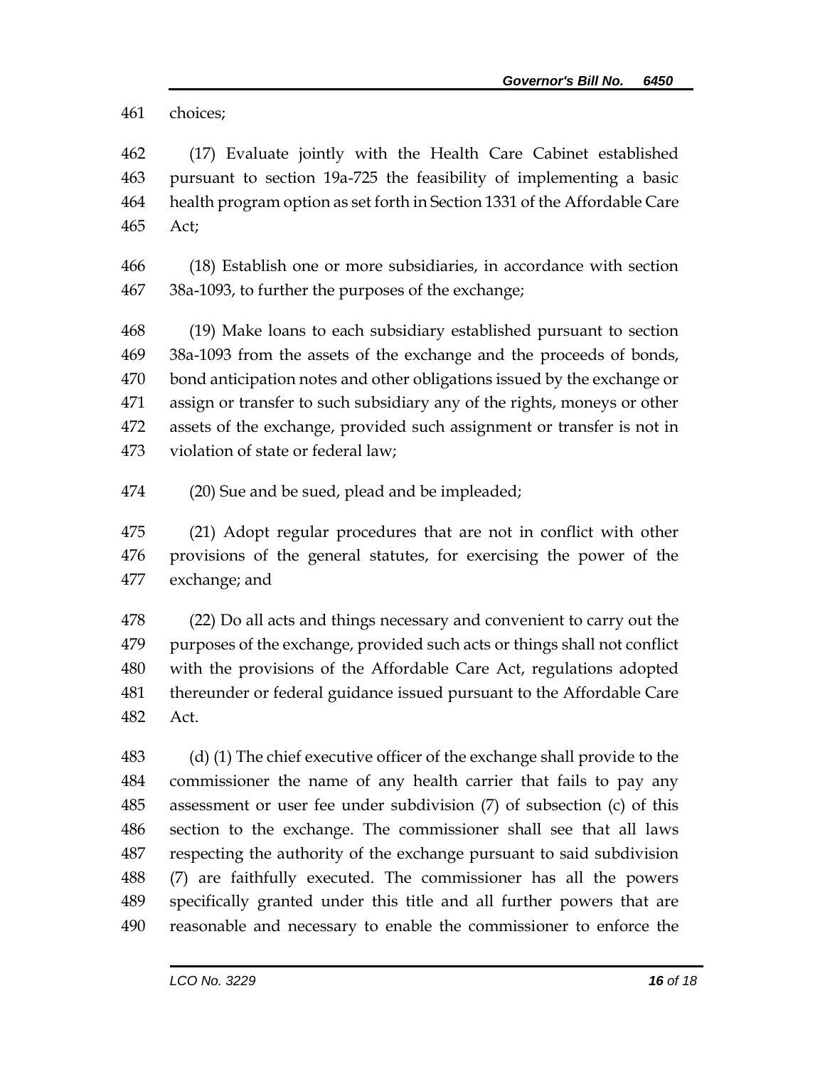choices;

(17) Evaluate jointly with the Health Care Cabinet established pursuant to section 19a-725 the feasibility of implementing a basic health program option as set forth in Section 1331 of the Affordable Care Act;

(18) Establish one or more subsidiaries, in accordance with section 38a-1093, to further the purposes of the exchange;

(19) Make loans to each subsidiary established pursuant to section 38a-1093 from the assets of the exchange and the proceeds of bonds, bond anticipation notes and other obligations issued by the exchange or assign or transfer to such subsidiary any of the rights, moneys or other assets of the exchange, provided such assignment or transfer is not in violation of state or federal law;

(20) Sue and be sued, plead and be impleaded;

(21) Adopt regular procedures that are not in conflict with other provisions of the general statutes, for exercising the power of the exchange; and

(22) Do all acts and things necessary and convenient to carry out the purposes of the exchange, provided such acts or things shall not conflict with the provisions of the Affordable Care Act, regulations adopted thereunder or federal guidance issued pursuant to the Affordable Care Act.

(d) (1) The chief executive officer of the exchange shall provide to the commissioner the name of any health carrier that fails to pay any assessment or user fee under subdivision (7) of subsection (c) of this section to the exchange. The commissioner shall see that all laws respecting the authority of the exchange pursuant to said subdivision (7) are faithfully executed. The commissioner has all the powers specifically granted under this title and all further powers that are reasonable and necessary to enable the commissioner to enforce the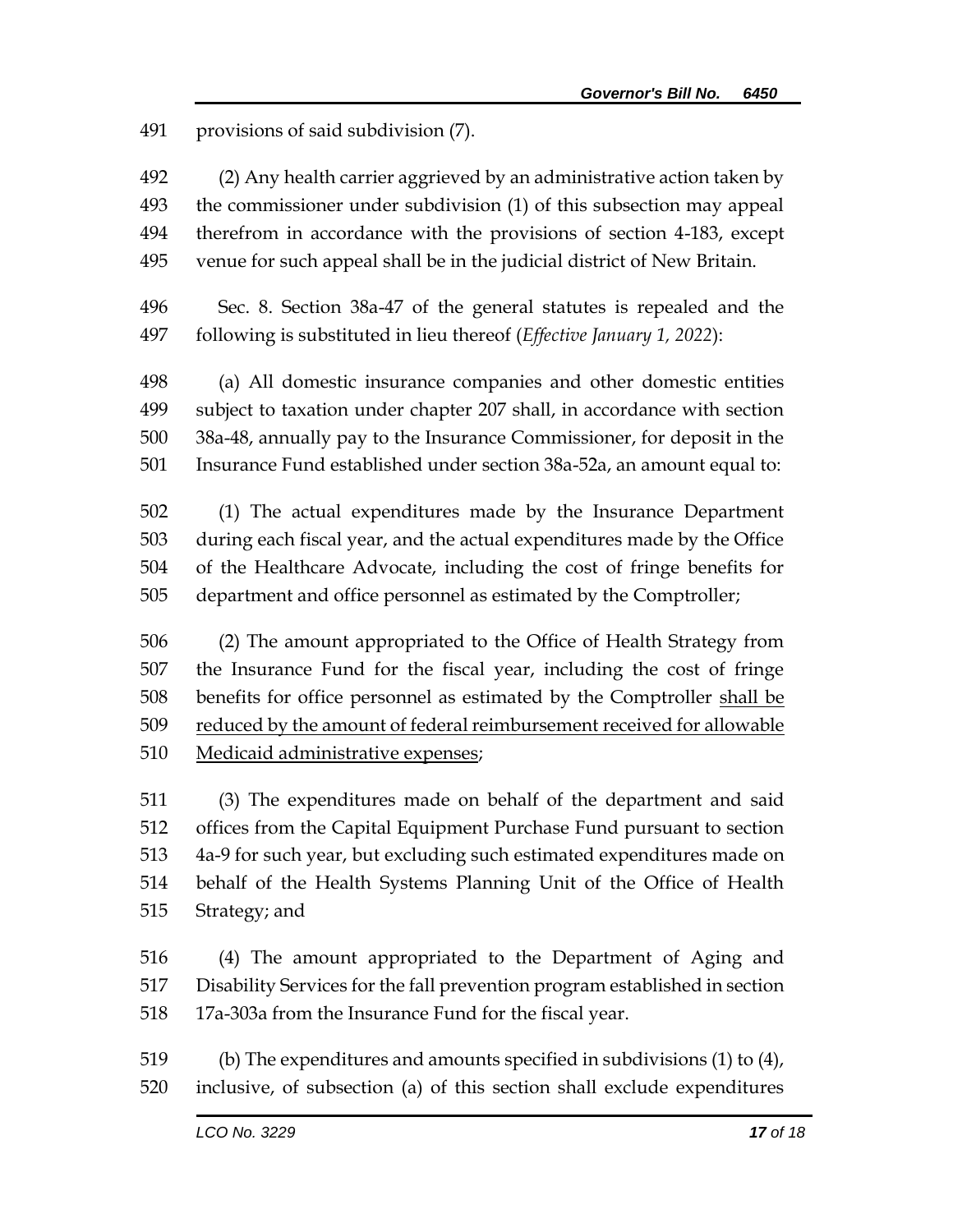provisions of said subdivision (7).

(2) Any health carrier aggrieved by an administrative action taken by the commissioner under subdivision (1) of this subsection may appeal therefrom in accordance with the provisions of section 4-183, except venue for such appeal shall be in the judicial district of New Britain.

Sec. 8. Section 38a-47 of the general statutes is repealed and the following is substituted in lieu thereof (*Effective January 1, 2022*):

(a) All domestic insurance companies and other domestic entities subject to taxation under chapter 207 shall, in accordance with section 38a-48, annually pay to the Insurance Commissioner, for deposit in the Insurance Fund established under section 38a-52a, an amount equal to:

(1) The actual expenditures made by the Insurance Department during each fiscal year, and the actual expenditures made by the Office of the Healthcare Advocate, including the cost of fringe benefits for department and office personnel as estimated by the Comptroller;

(2) The amount appropriated to the Office of Health Strategy from the Insurance Fund for the fiscal year, including the cost of fringe benefits for office personnel as estimated by the Comptroller <u>shall be reduced by the amount of federal reimbursement received for allowable Medicaid administrative expenses</u>;

(3) The expenditures made on behalf of the department and said offices from the Capital Equipment Purchase Fund pursuant to section 4a-9 for such year, but excluding such estimated expenditures made on behalf of the Health Systems Planning Unit of the Office of Health Strategy; and

(4) The amount appropriated to the Department of Aging and Disability Services for the fall prevention program established in section 17a-303a from the Insurance Fund for the fiscal year.

(b) The expenditures and amounts specified in subdivisions (1) to (4), inclusive, of subsection (a) of this section shall exclude expenditures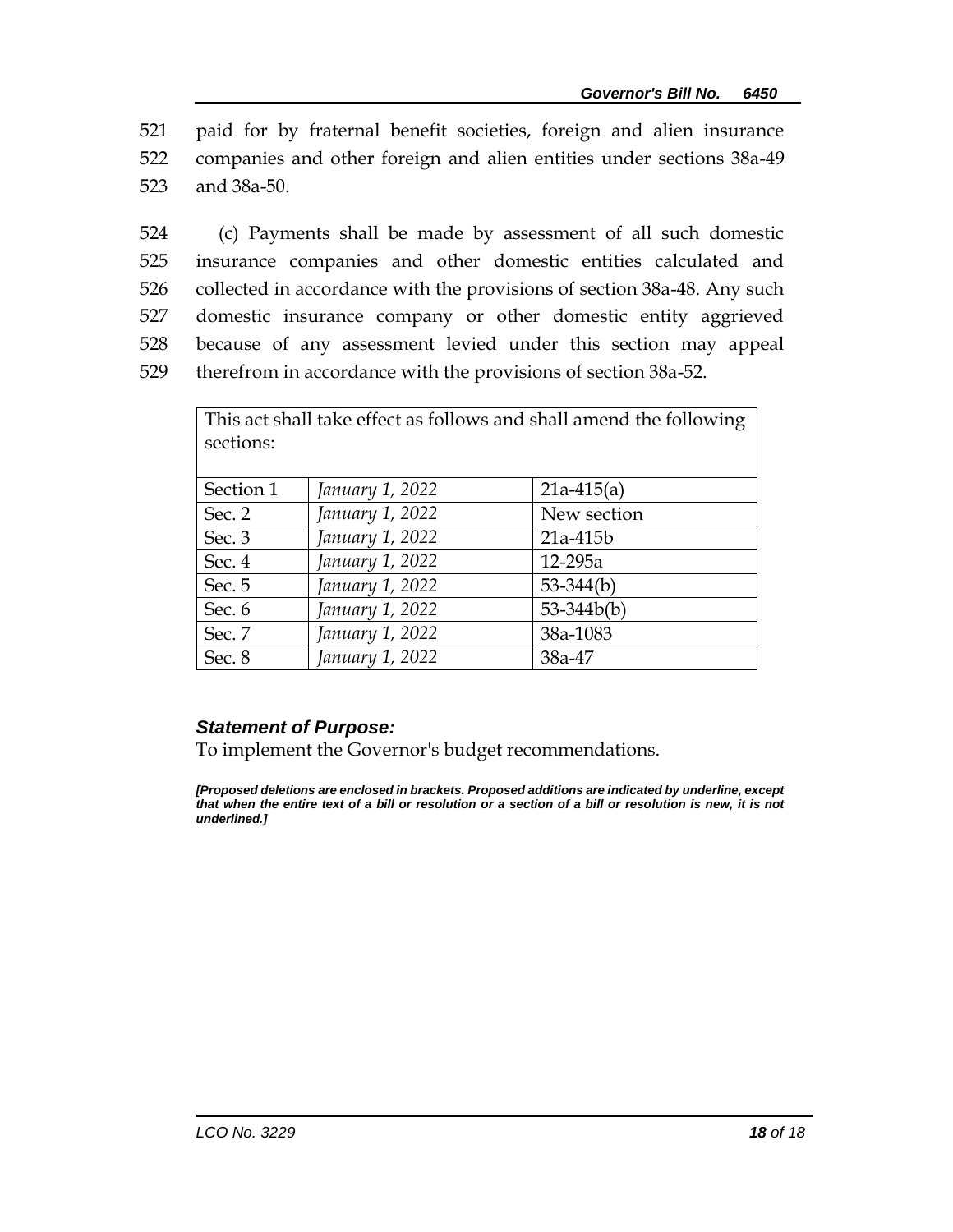521 paid for by fraternal benefit societies, foreign and alien insurance
522 companies and other foreign and alien entities under sections 38a-49
523 and 38a-50.

524 (c) Payments shall be made by assessment of all such domestic
525 insurance companies and other domestic entities calculated and
526 collected in accordance with the provisions of section 38a-48. Any such
527 domestic insurance company or other domestic entity aggrieved
528 because of any assessment levied under this section may appeal
529 therefrom in accordance with the provisions of section 38a-52.

| This act shall take effect as follows and shall amend the following sections: | | |
|---|---|---|
| Section 1 | *January 1, 2022* | 21a-415(a) |
| Sec. 2 | *January 1, 2022* | New section |
| Sec. 3 | *January 1, 2022* | 21a-415b |
| Sec. 4 | *January 1, 2022* | 12-295a |
| Sec. 5 | *January 1, 2022* | 53-344(b) |
| Sec. 6 | *January 1, 2022* | 53-344b(b) |
| Sec. 7 | *January 1, 2022* | 38a-1083 |
| Sec. 8 | *January 1, 2022* | 38a-47 |

### *Statement of Purpose:*

To implement the Governor's budget recommendations.

***[Proposed deletions are enclosed in brackets. Proposed additions are indicated by underline, except that when the entire text of a bill or resolution or a section of a bill or resolution is new, it is not underlined.]***